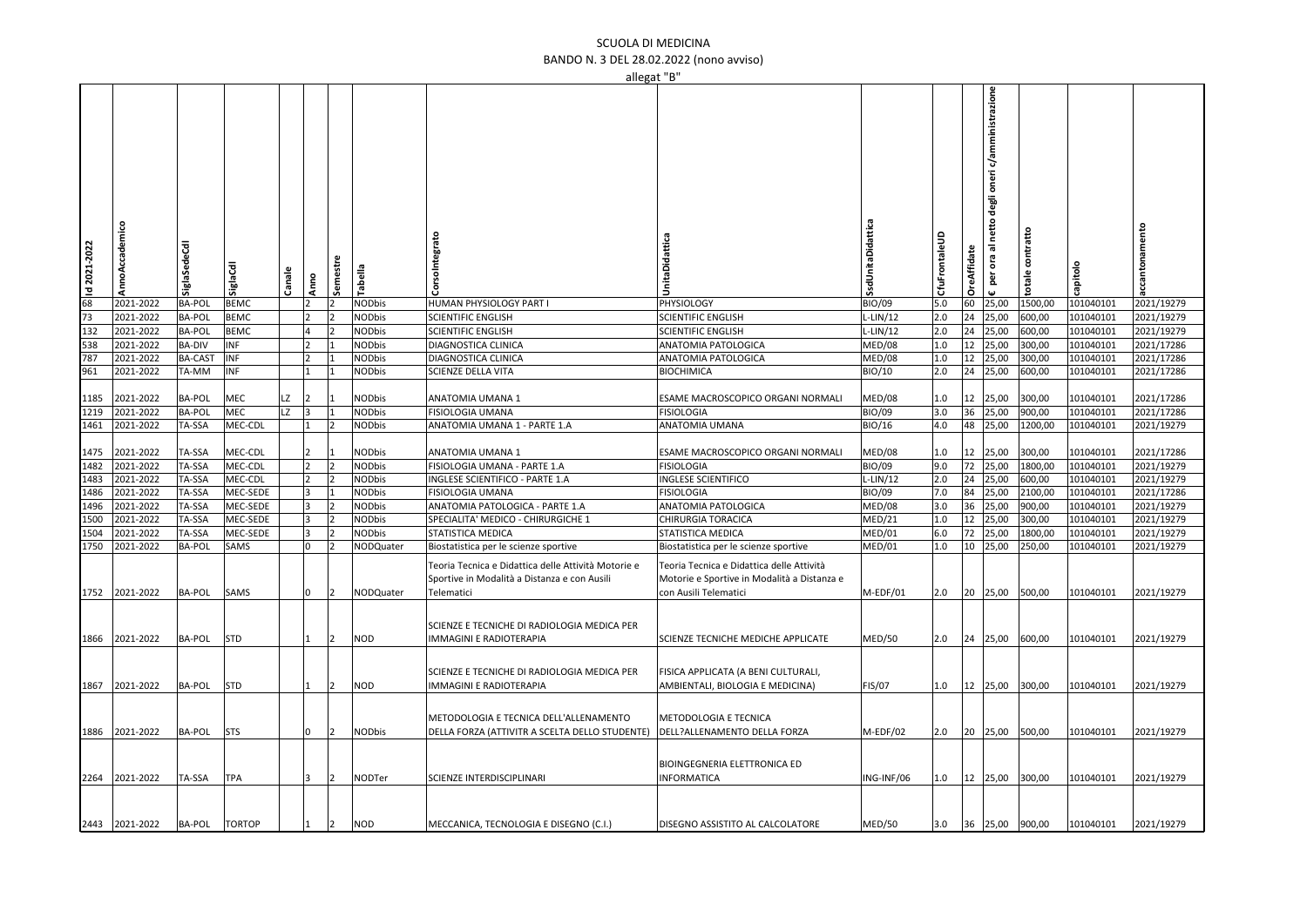SCUOLA DI MEDICINA

BANDO N. 3 DEL 28.02.2022 (nono avviso)

allegat "B"

| Id 2021-2022 | AnnoAccademico | SiglaSedeCdl | SiglaCdl | Canale | Anno | Semestre | Tabella | CorsoIntegrato | UnitaDidattica | SsdUnitaDidattica | CfuFrontaleUD | OreAffidate | € per ora al netto degli oneri c/amministrazione | totale contratto | capitolo | accantonamento |
|---|---|---|---|---|---|---|---|---|---|---|---|---|---|---|---|---|
| 68 | 2021-2022 | BA-POL | BEMC | | 2 | 2 | NODbis | HUMAN PHYSIOLOGY PART I | PHYSIOLOGY | BIO/09 | 5.0 | 60 | 25,00 | 1500,00 | 101040101 | 2021/19279 |
| 73 | 2021-2022 | BA-POL | BEMC | | 2 | 2 | NODbis | SCIENTIFIC ENGLISH | SCIENTIFIC ENGLISH | L-LIN/12 | 2.0 | 24 | 25,00 | 600,00 | 101040101 | 2021/19279 |
| 132 | 2021-2022 | BA-POL | BEMC | | 4 | 2 | NODbis | SCIENTIFIC ENGLISH | SCIENTIFIC ENGLISH | L-LIN/12 | 2.0 | 24 | 25,00 | 600,00 | 101040101 | 2021/19279 |
| 538 | 2021-2022 | BA-DIV | INF | | 2 | 1 | NODbis | DIAGNOSTICA CLINICA | ANATOMIA PATOLOGICA | MED/08 | 1.0 | 12 | 25,00 | 300,00 | 101040101 | 2021/17286 |
| 787 | 2021-2022 | BA-CAST | INF | | 2 | 1 | NODbis | DIAGNOSTICA CLINICA | ANATOMIA PATOLOGICA | MED/08 | 1.0 | 12 | 25,00 | 300,00 | 101040101 | 2021/17286 |
| 961 | 2021-2022 | TA-MM | INF | | 1 | 1 | NODbis | SCIENZE DELLA VITA | BIOCHIMICA | BIO/10 | 2.0 | 24 | 25,00 | 600,00 | 101040101 | 2021/17286 |
| 1185 | 2021-2022 | BA-POL | MEC | LZ | 2 | 1 | NODbis | ANATOMIA UMANA 1 | ESAME MACROSCOPICO ORGANI NORMALI | MED/08 | 1.0 | 12 | 25,00 | 300,00 | 101040101 | 2021/17286 |
| 1219 | 2021-2022 | BA-POL | MEC | LZ | 3 | 1 | NODbis | FISIOLOGIA UMANA | FISIOLOGIA | BIO/09 | 3.0 | 36 | 25,00 | 900,00 | 101040101 | 2021/17286 |
| 1461 | 2021-2022 | TA-SSA | MEC-CDL | | 1 | 2 | NODbis | ANATOMIA UMANA 1 - PARTE 1.A | ANATOMIA UMANA | BIO/16 | 4.0 | 48 | 25,00 | 1200,00 | 101040101 | 2021/19279 |
| 1475 | 2021-2022 | TA-SSA | MEC-CDL | | 2 | 1 | NODbis | ANATOMIA UMANA 1 | ESAME MACROSCOPICO ORGANI NORMALI | MED/08 | 1.0 | 12 | 25,00 | 300,00 | 101040101 | 2021/17286 |
| 1482 | 2021-2022 | TA-SSA | MEC-CDL | | 2 | 2 | NODbis | FISIOLOGIA UMANA - PARTE 1.A | FISIOLOGIA | BIO/09 | 9.0 | 72 | 25,00 | 1800,00 | 101040101 | 2021/19279 |
| 1483 | 2021-2022 | TA-SSA | MEC-CDL | | 2 | 2 | NODbis | INGLESE SCIENTIFICO - PARTE 1.A | INGLESE SCIENTIFICO | L-LIN/12 | 2.0 | 24 | 25,00 | 600,00 | 101040101 | 2021/19279 |
| 1486 | 2021-2022 | TA-SSA | MEC-SEDE | | 3 | 1 | NODbis | FISIOLOGIA UMANA | FISIOLOGIA | BIO/09 | 7.0 | 84 | 25,00 | 2100,00 | 101040101 | 2021/17286 |
| 1496 | 2021-2022 | TA-SSA | MEC-SEDE | | 3 | 2 | NODbis | ANATOMIA PATOLOGICA - PARTE 1.A | ANATOMIA PATOLOGICA | MED/08 | 3.0 | 36 | 25,00 | 900,00 | 101040101 | 2021/19279 |
| 1500 | 2021-2022 | TA-SSA | MEC-SEDE | | 3 | 2 | NODbis | SPECIALITA' MEDICO - CHIRURGICHE 1 | CHIRURGIA TORACICA | MED/21 | 1.0 | 12 | 25,00 | 300,00 | 101040101 | 2021/19279 |
| 1504 | 2021-2022 | TA-SSA | MEC-SEDE | | 3 | 2 | NODbis | STATISTICA MEDICA | STATISTICA MEDICA | MED/01 | 6.0 | 72 | 25,00 | 1800,00 | 101040101 | 2021/19279 |
| 1750 | 2021-2022 | BA-POL | SAMS | | 0 | 2 | NODQuater | Biostatistica per le scienze sportive | Biostatistica per le scienze sportive | MED/01 | 1.0 | 10 | 25,00 | 250,00 | 101040101 | 2021/19279 |
| 1752 | 2021-2022 | BA-POL | SAMS | | 0 | 2 | NODQuater | Teoria Tecnica e Didattica delle Attività Motorie e Sportive in Modalità a Distanza e con Ausili Telematici | Teoria Tecnica e Didattica delle Attività Motorie e Sportive in Modalità a Distanza e con Ausili Telematici | M-EDF/01 | 2.0 | 20 | 25,00 | 500,00 | 101040101 | 2021/19279 |
| 1866 | 2021-2022 | BA-POL | STD | | 1 | 2 | NOD | SCIENZE E TECNICHE DI RADIOLOGIA MEDICA PER IMMAGINI E RADIOTERAPIA | SCIENZE TECNICHE MEDICHE APPLICATE | MED/50 | 2.0 | 24 | 25,00 | 600,00 | 101040101 | 2021/19279 |
| 1867 | 2021-2022 | BA-POL | STD | | 1 | 2 | NOD | SCIENZE E TECNICHE DI RADIOLOGIA MEDICA PER IMMAGINI E RADIOTERAPIA | FISICA APPLICATA (A BENI CULTURALI, AMBIENTALI, BIOLOGIA E MEDICINA) | FIS/07 | 1.0 | 12 | 25,00 | 300,00 | 101040101 | 2021/19279 |
| 1886 | 2021-2022 | BA-POL | STS | | 0 | 2 | NODbis | METODOLOGIA E TECNICA DELL'ALLENAMENTO DELLA FORZA (ATTIVITR A SCELTA DELLO STUDENTE) | METODOLOGIA E TECNICA DELL?ALLENAMENTO DELLA FORZA | M-EDF/02 | 2.0 | 20 | 25,00 | 500,00 | 101040101 | 2021/19279 |
| 2264 | 2021-2022 | TA-SSA | TPA | | 3 | 2 | NODTer | SCIENZE INTERDISCIPLINARI | BIOINGEGNERIA ELETTRONICA ED INFORMATICA | ING-INF/06 | 1.0 | 12 | 25,00 | 300,00 | 101040101 | 2021/19279 |
| 2443 | 2021-2022 | BA-POL | TORTOP | | 1 | 2 | NOD | MECCANICA, TECNOLOGIA E DISEGNO (C.I.) | DISEGNO ASSISTITO AL CALCOLATORE | MED/50 | 3.0 | 36 | 25,00 | 900,00 | 101040101 | 2021/19279 |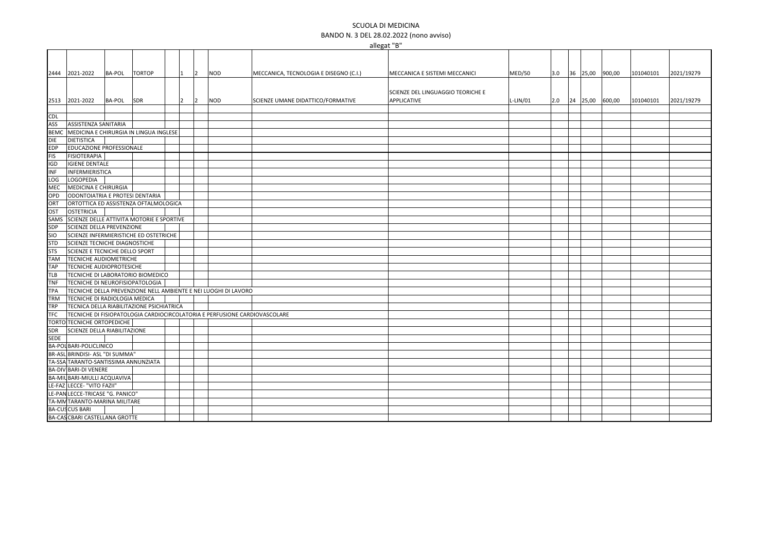# SCUOLA DI MEDICINA

## BANDO N. 3 DEL 28.02.2022 (nono avviso)

allegat "B"

| | | | | | | | | | | | | | | | | | |
|---|---|---|---|---|---|---|---|---|---|---|---|---|---|---|---|---|---|
| 2444 | 2021-2022 | BA-POL | TORTOP | | 1 | 2 | NOD | MECCANICA, TECNOLOGIA E DISEGNO (C.I.) | MECCANICA E SISTEMI MECCANICI | MED/50 | 3.0 | 36 | 25,00 | 900,00 | 101040101 | 2021/19279 |
| 2513 | 2021-2022 | BA-POL | SDR | | 2 | 2 | NOD | SCIENZE UMANE DIDATTICO/FORMATIVE | SCIENZE DEL LINGUAGGIO TEORICHE E APPLICATIVE | L-LIN/01 | 2.0 | 24 | 25,00 | 600,00 | 101040101 | 2021/19279 |
| | | | | | | | | | | | | | | | | |
| CDL | | | | | | | | | | | | | | | | |
| ASS | ASSISTENZA SANITARIA | | | | | | | | | | | | | | | |
| BEMC | MEDICINA E CHIRURGIA IN LINGUA INGLESE | | | | | | | | | | | | | | | |
| DIE | DIETISTICA | | | | | | | | | | | | | | | |
| EDP | EDUCAZIONE PROFESSIONALE | | | | | | | | | | | | | | | |
| FIS | FISIOTERAPIA | | | | | | | | | | | | | | | |
| IGD | IGIENE DENTALE | | | | | | | | | | | | | | | |
| INF | INFERMIERISTICA | | | | | | | | | | | | | | | |
| LOG | LOGOPEDIA | | | | | | | | | | | | | | | |
| MEC | MEDICINA E CHIRURGIA | | | | | | | | | | | | | | | |
| OPD | ODONTOIATRIA E PROTESI DENTARIA | | | | | | | | | | | | | | | |
| ORT | ORTOTTICA ED ASSISTENZA OFTALMOLOGICA | | | | | | | | | | | | | | | |
| OST | OSTETRICIA | | | | | | | | | | | | | | | |
| SAMS | SCIENZE DELLE ATTIVITA MOTORIE E SPORTIVE | | | | | | | | | | | | | | | |
| SDP | SCIENZE DELLA PREVENZIONE | | | | | | | | | | | | | | | |
| SIO | SCIENZE INFERMIERISTICHE ED OSTETRICHE | | | | | | | | | | | | | | | |
| STD | SCIENZE TECNICHE DIAGNOSTICHE | | | | | | | | | | | | | | | |
| STS | SCIENZE E TECNICHE DELLO SPORT | | | | | | | | | | | | | | | |
| TAM | TECNICHE AUDIOMETRICHE | | | | | | | | | | | | | | | |
| TAP | TECNICHE AUDIOPROTESICHE | | | | | | | | | | | | | | | |
| TLB | TECNICHE DI LABORATORIO BIOMEDICO | | | | | | | | | | | | | | | |
| TNF | TECNICHE DI NEUROFISIOPATOLOGIA | | | | | | | | | | | | | | | |
| TPA | TECNICHE DELLA PREVENZIONE NELL AMBIENTE E NEI LUOGHI DI LAVORO | | | | | | | | | | | | | | | |
| TRM | TECNICHE DI RADIOLOGIA MEDICA | | | | | | | | | | | | | | | |
| TRP | TECNICA DELLA RIABILITAZIONE PSICHIATRICA | | | | | | | | | | | | | | | |
| TFC | TECNICHE DI FISIOPATOLOGIA CARDIOCIRCOLATORIA E PERFUSIONE CARDIOVASCOLARE | | | | | | | | | | | | | | | |
| TORTO | TECNICHE ORTOPEDICHE | | | | | | | | | | | | | | | |
| SDR | SCIENZE DELLA RIABILITAZIONE | | | | | | | | | | | | | | | |
| SEDE | | | | | | | | | | | | | | | | |
| BA-POL | BARI-POLICLINICO | | | | | | | | | | | | | | | |
| BR-ASL | BRINDISI- ASL "DI SUMMA" | | | | | | | | | | | | | | | |
| TA-SSA | TARANTO-SANTISSIMA ANNUNZIATA | | | | | | | | | | | | | | | |
| BA-DIV | BARI-DI VENERE | | | | | | | | | | | | | | | |
| BA-MIL | BARI-MIULLI ACQUAVIVA | | | | | | | | | | | | | | | |
| LE-FAZ | LECCE- "VITO FAZII" | | | | | | | | | | | | | | | |
| LE-PAN | LECCE-TRICASE "G. PANICO" | | | | | | | | | | | | | | | |
| TA-MM | TARANTO-MARINA MILITARE | | | | | | | | | | | | | | | |
| BA-CUS | CUS BARI | | | | | | | | | | | | | | | |
| BA-CAS | CBARI CASTELLANA GROTTE | | | | | | | | | | | | | | | |